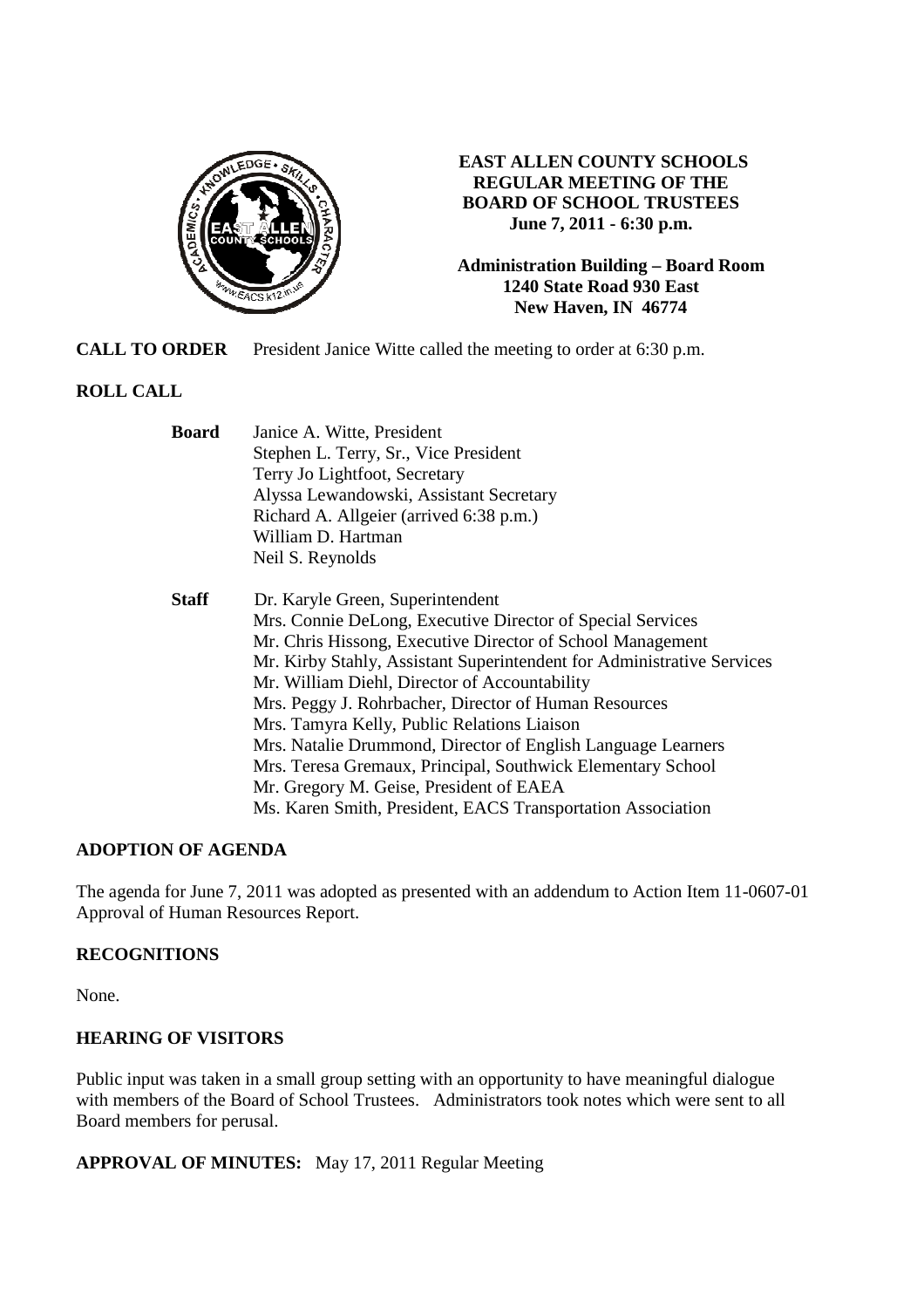# EAST ALLEN COUNTY SCHOOLS
## REGULAR MEETING OF THE BOARD OF SCHOOL TRUSTEES
**June 7, 2011 - 6:30 p.m.**

**Administration Building – Board Room**
**1240 State Road 930 East**
**New Haven, IN 46774**

**CALL TO ORDER** President Janice Witte called the meeting to order at 6:30 p.m.

**ROLL CALL**

**Board**
- Janice A. Witte, President
- Stephen L. Terry, Sr., Vice President
- Terry Jo Lightfoot, Secretary
- Alyssa Lewandowski, Assistant Secretary
- Richard A. Allgeier (arrived 6:38 p.m.)
- William D. Hartman
- Neil S. Reynolds

**Staff**
- Dr. Karyle Green, Superintendent
- Mrs. Connie DeLong, Executive Director of Special Services
- Mr. Chris Hissong, Executive Director of School Management
- Mr. Kirby Stahly, Assistant Superintendent for Administrative Services
- Mr. William Diehl, Director of Accountability
- Mrs. Peggy J. Rohrbacher, Director of Human Resources
- Mrs. Tamyra Kelly, Public Relations Liaison
- Mrs. Natalie Drummond, Director of English Language Learners
- Mrs. Teresa Gremaux, Principal, Southwick Elementary School
- Mr. Gregory M. Geise, President of EAEA
- Ms. Karen Smith, President, EACS Transportation Association

**ADOPTION OF AGENDA**

The agenda for June 7, 2011 was adopted as presented with an addendum to Action Item 11-0607-01 Approval of Human Resources Report.

**RECOGNITIONS**

None.

**HEARING OF VISITORS**

Public input was taken in a small group setting with an opportunity to have meaningful dialogue with members of the Board of School Trustees. Administrators took notes which were sent to all Board members for perusal.

**APPROVAL OF MINUTES:** May 17, 2011 Regular Meeting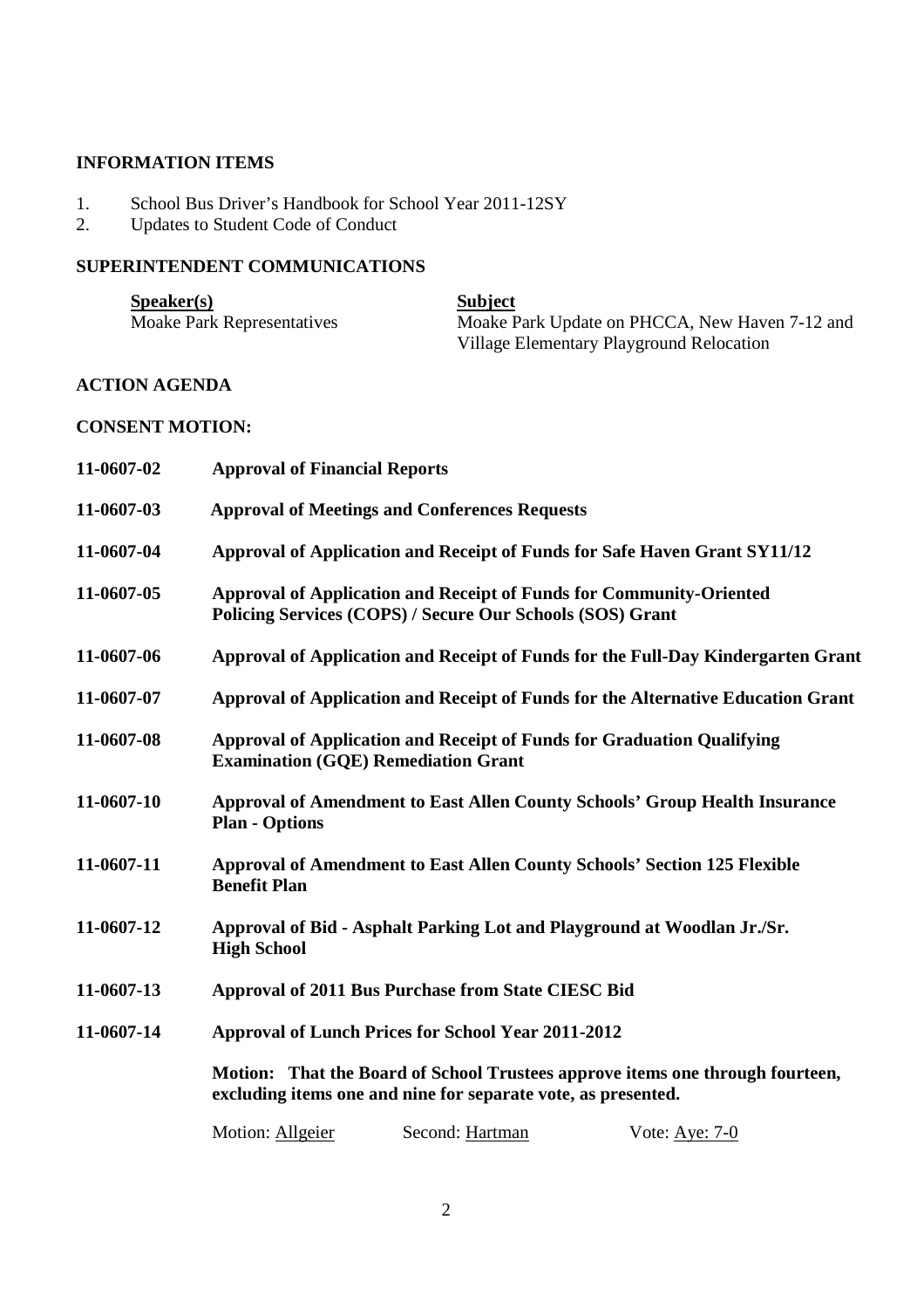**INFORMATION ITEMS**

1. School Bus Driver's Handbook for School Year 2011-12SY
2. Updates to Student Code of Conduct

**SUPERINTENDENT COMMUNICATIONS**

| **Speaker(s)** | **Subject** |
|---|---|
| Moake Park Representatives | Moake Park Update on PHCCA, New Haven 7-12 and Village Elementary Playground Relocation |

**ACTION AGENDA**

**CONSENT MOTION:**

**11-0607-02 Approval of Financial Reports**

**11-0607-03 Approval of Meetings and Conferences Requests**

**11-0607-04 Approval of Application and Receipt of Funds for Safe Haven Grant SY11/12**

**11-0607-05 Approval of Application and Receipt of Funds for Community-Oriented Policing Services (COPS) / Secure Our Schools (SOS) Grant**

**11-0607-06 Approval of Application and Receipt of Funds for the Full-Day Kindergarten Grant**

**11-0607-07 Approval of Application and Receipt of Funds for the Alternative Education Grant**

**11-0607-08 Approval of Application and Receipt of Funds for Graduation Qualifying Examination (GQE) Remediation Grant**

**11-0607-10 Approval of Amendment to East Allen County Schools' Group Health Insurance Plan - Options**

**11-0607-11 Approval of Amendment to East Allen County Schools' Section 125 Flexible Benefit Plan**

**11-0607-12 Approval of Bid - Asphalt Parking Lot and Playground at Woodlan Jr./Sr. High School**

**11-0607-13 Approval of 2011 Bus Purchase from State CIESC Bid**

**11-0607-14 Approval of Lunch Prices for School Year 2011-2012**

**Motion: That the Board of School Trustees approve items one through fourteen, excluding items one and nine for separate vote, as presented.**

Motion: Allgeier  Second: Hartman  Vote: Aye: 7-0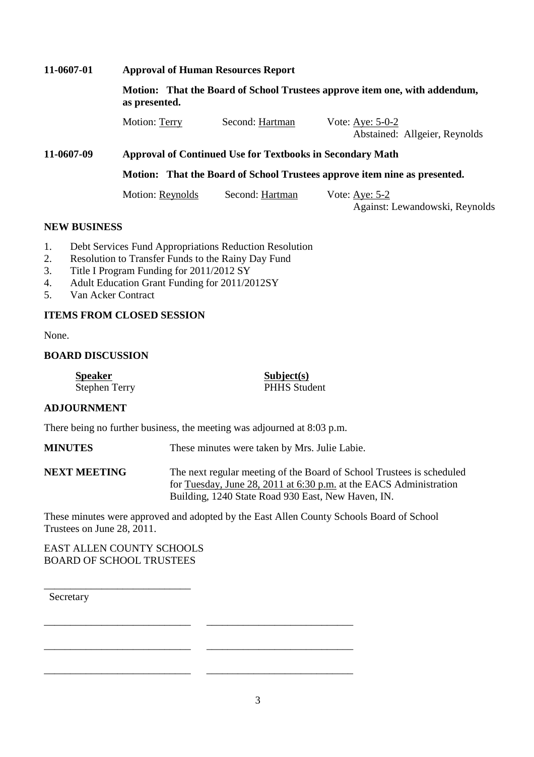**11-0607-01 Approval of Human Resources Report**

**Motion: That the Board of School Trustees approve item one, with addendum, as presented.**

Motion: Terry Second: Hartman Vote: Aye: 5-0-2
Abstained: Allgeier, Reynolds

**11-0607-09 Approval of Continued Use for Textbooks in Secondary Math**

**Motion: That the Board of School Trustees approve item nine as presented.**

Motion: Reynolds Second: Hartman Vote: Aye: 5-2
Against: Lewandowski, Reynolds

## NEW BUSINESS

1. Debt Services Fund Appropriations Reduction Resolution
2. Resolution to Transfer Funds to the Rainy Day Fund
3. Title I Program Funding for 2011/2012 SY
4. Adult Education Grant Funding for 2011/2012SY
5. Van Acker Contract

## ITEMS FROM CLOSED SESSION

None.

## BOARD DISCUSSION

| **Speaker** | **Subject(s)** |
|---|---|
| Stephen Terry | PHHS Student |

## ADJOURNMENT

There being no further business, the meeting was adjourned at 8:03 p.m.

**MINUTES** These minutes were taken by Mrs. Julie Labie.

**NEXT MEETING** The next regular meeting of the Board of School Trustees is scheduled for Tuesday, June 28, 2011 at 6:30 p.m. at the EACS Administration Building, 1240 State Road 930 East, New Haven, IN.

These minutes were approved and adopted by the East Allen County Schools Board of School Trustees on June 28, 2011.

EAST ALLEN COUNTY SCHOOLS
BOARD OF SCHOOL TRUSTEES

\_\_\_\_\_\_\_\_\_\_\_\_\_\_\_\_\_\_\_\_\_\_\_\_\_\_\_\_
Secretary

\_\_\_\_\_\_\_\_\_\_\_\_\_\_\_\_\_\_\_\_\_\_\_\_\_\_\_\_ \_\_\_\_\_\_\_\_\_\_\_\_\_\_\_\_\_\_\_\_\_\_\_\_\_\_\_\_

\_\_\_\_\_\_\_\_\_\_\_\_\_\_\_\_\_\_\_\_\_\_\_\_\_\_\_\_ \_\_\_\_\_\_\_\_\_\_\_\_\_\_\_\_\_\_\_\_\_\_\_\_\_\_\_\_

\_\_\_\_\_\_\_\_\_\_\_\_\_\_\_\_\_\_\_\_\_\_\_\_\_\_\_\_ \_\_\_\_\_\_\_\_\_\_\_\_\_\_\_\_\_\_\_\_\_\_\_\_\_\_\_\_